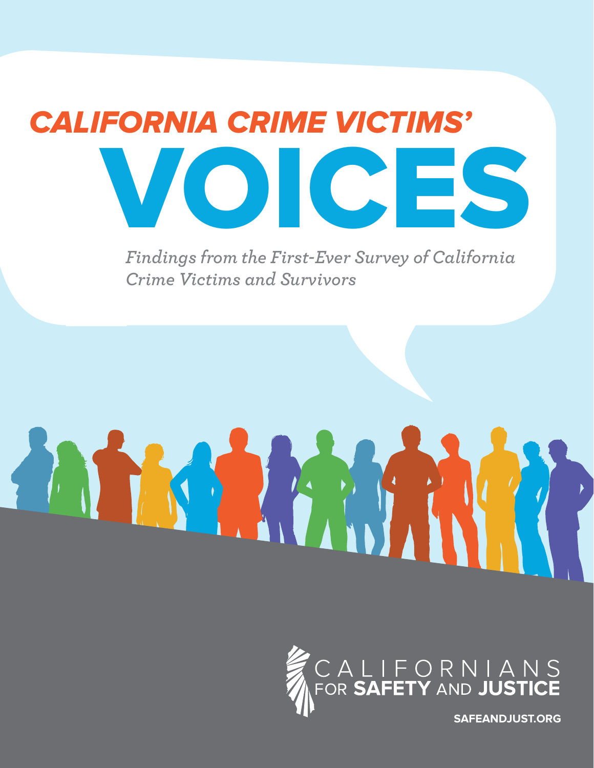# *CALIFORNIA CRIME VICTIMS'*

# VOICES

*Findings from the First-Ever Survey of California Crime Victims and Survivors*

CALIFORNIANS FOR **SAFETY** AND **JUSTICE**

**SAFEANDJUST.ORG**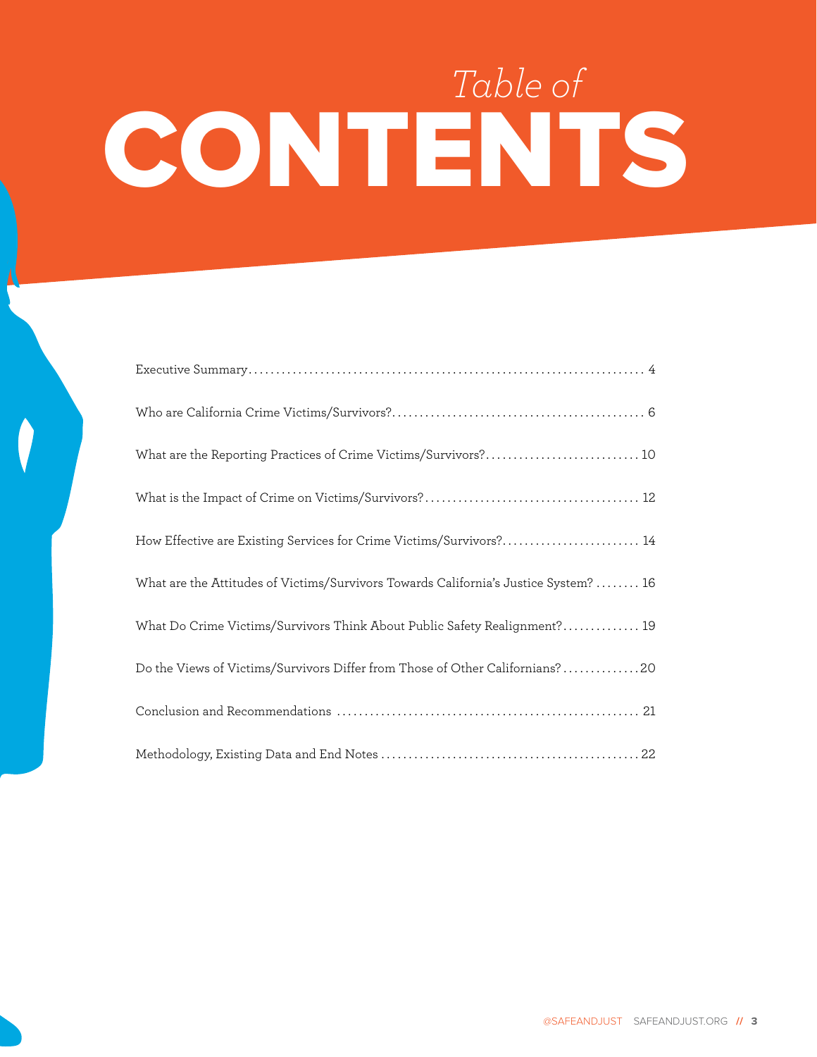# *Table of* CONTENTS

Executive Summary........................................................................ 4

Who are California Crime Victims/Survivors?............................................. 6

What are the Reporting Practices of Crime Victims/Survivors?............................ 10

What is the Impact of Crime on Victims/Survivors?....................................... 12

How Effective are Existing Services for Crime Victims/Survivors?......................... 14

What are the Attitudes of Victims/Survivors Towards California's Justice System? ........ 16

What Do Crime Victims/Survivors Think About Public Safety Realignment?.............. 19

Do the Views of Victims/Survivors Differ from Those of Other Californians?..............20

Conclusion and Recommendations ....................................................... 21

Methodology, Existing Data and End Notes ...............................................22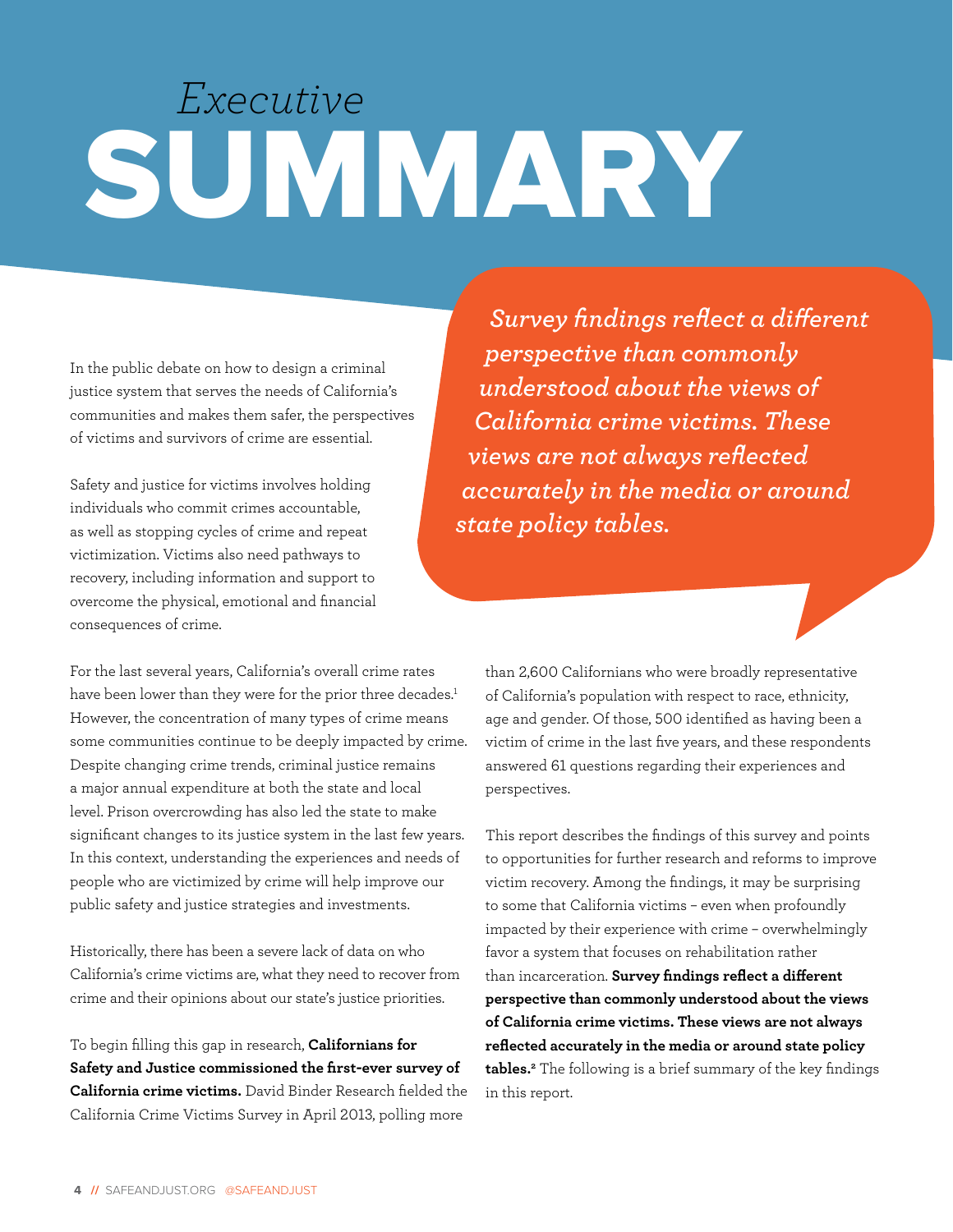# *Executive* SUMMARY

> *Survey findings reflect a different perspective than commonly understood about the views of California crime victims. These views are not always reflected accurately in the media or around state policy tables.*

In the public debate on how to design a criminal justice system that serves the needs of California's communities and makes them safer, the perspectives of victims and survivors of crime are essential.

Safety and justice for victims involves holding individuals who commit crimes accountable, as well as stopping cycles of crime and repeat victimization. Victims also need pathways to recovery, including information and support to overcome the physical, emotional and financial consequences of crime.

For the last several years, California's overall crime rates have been lower than they were for the prior three decades.[1] However, the concentration of many types of crime means some communities continue to be deeply impacted by crime. Despite changing crime trends, criminal justice remains a major annual expenditure at both the state and local level. Prison overcrowding has also led the state to make significant changes to its justice system in the last few years. In this context, understanding the experiences and needs of people who are victimized by crime will help improve our public safety and justice strategies and investments.

Historically, there has been a severe lack of data on who California's crime victims are, what they need to recover from crime and their opinions about our state's justice priorities.

To begin filling this gap in research, **Californians for Safety and Justice commissioned the first-ever survey of California crime victims.** David Binder Research fielded the California Crime Victims Survey in April 2013, polling more than 2,600 Californians who were broadly representative of California's population with respect to race, ethnicity, age and gender. Of those, 500 identified as having been a victim of crime in the last five years, and these respondents answered 61 questions regarding their experiences and perspectives.

This report describes the findings of this survey and points to opportunities for further research and reforms to improve victim recovery. Among the findings, it may be surprising to some that California victims – even when profoundly impacted by their experience with crime – overwhelmingly favor a system that focuses on rehabilitation rather than incarceration. **Survey findings reflect a different perspective than commonly understood about the views of California crime victims. These views are not always reflected accurately in the media or around state policy tables.[2]** The following is a brief summary of the key findings in this report.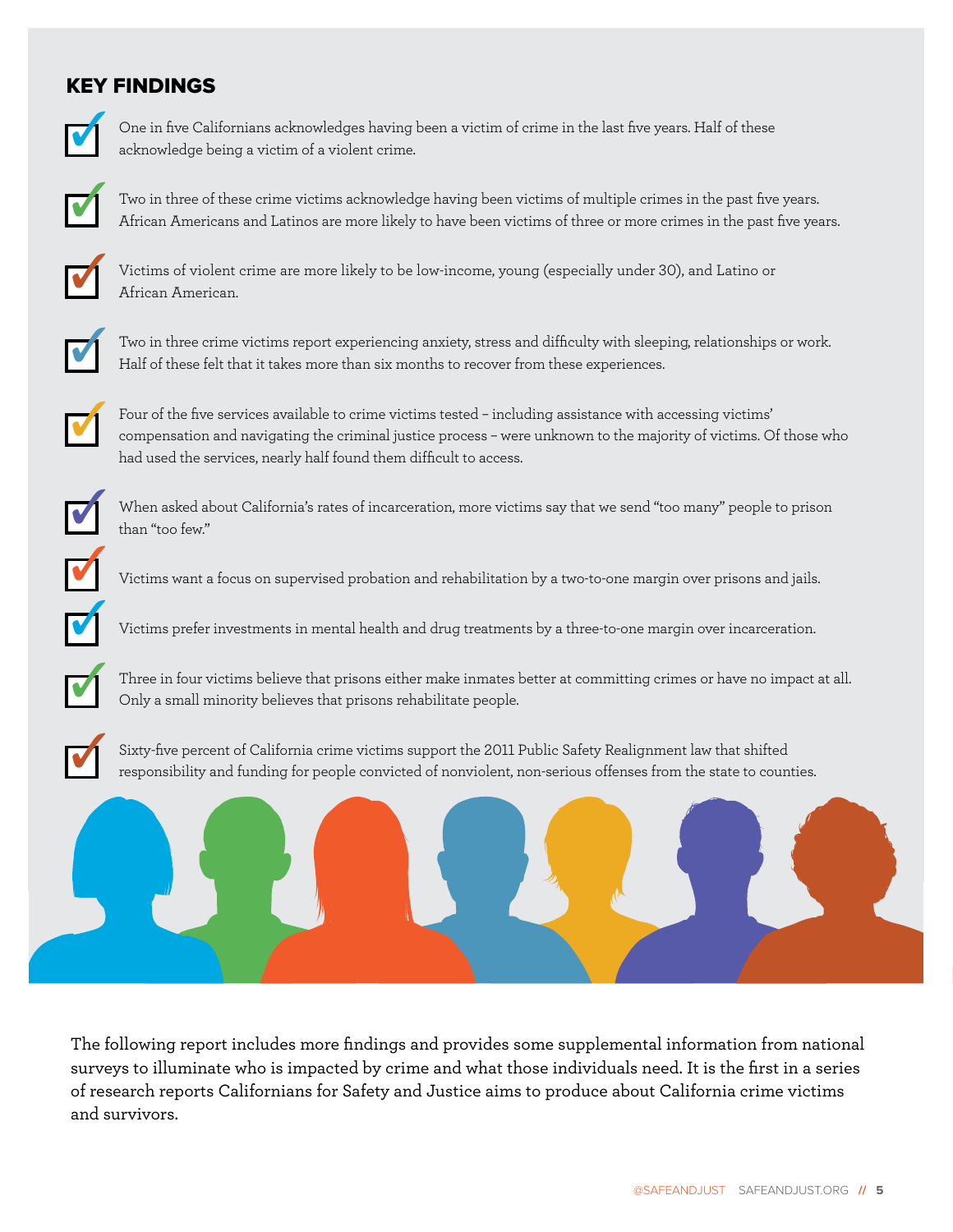## KEY FINDINGS

- One in five Californians acknowledges having been a victim of crime in the last five years. Half of these acknowledge being a victim of a violent crime.
- Two in three of these crime victims acknowledge having been victims of multiple crimes in the past five years. African Americans and Latinos are more likely to have been victims of three or more crimes in the past five years.
- Victims of violent crime are more likely to be low-income, young (especially under 30), and Latino or African American.
- Two in three crime victims report experiencing anxiety, stress and difficulty with sleeping, relationships or work. Half of these felt that it takes more than six months to recover from these experiences.
- Four of the five services available to crime victims tested – including assistance with accessing victims' compensation and navigating the criminal justice process – were unknown to the majority of victims. Of those who had used the services, nearly half found them difficult to access.
- When asked about California's rates of incarceration, more victims say that we send "too many" people to prison than "too few."
- Victims want a focus on supervised probation and rehabilitation by a two-to-one margin over prisons and jails.
- Victims prefer investments in mental health and drug treatments by a three-to-one margin over incarceration.
- Three in four victims believe that prisons either make inmates better at committing crimes or have no impact at all. Only a small minority believes that prisons rehabilitate people.
- Sixty-five percent of California crime victims support the 2011 Public Safety Realignment law that shifted responsibility and funding for people convicted of nonviolent, non-serious offenses from the state to counties.

The following report includes more findings and provides some supplemental information from national surveys to illuminate who is impacted by crime and what those individuals need. It is the first in a series of research reports Californians for Safety and Justice aims to produce about California crime victims and survivors.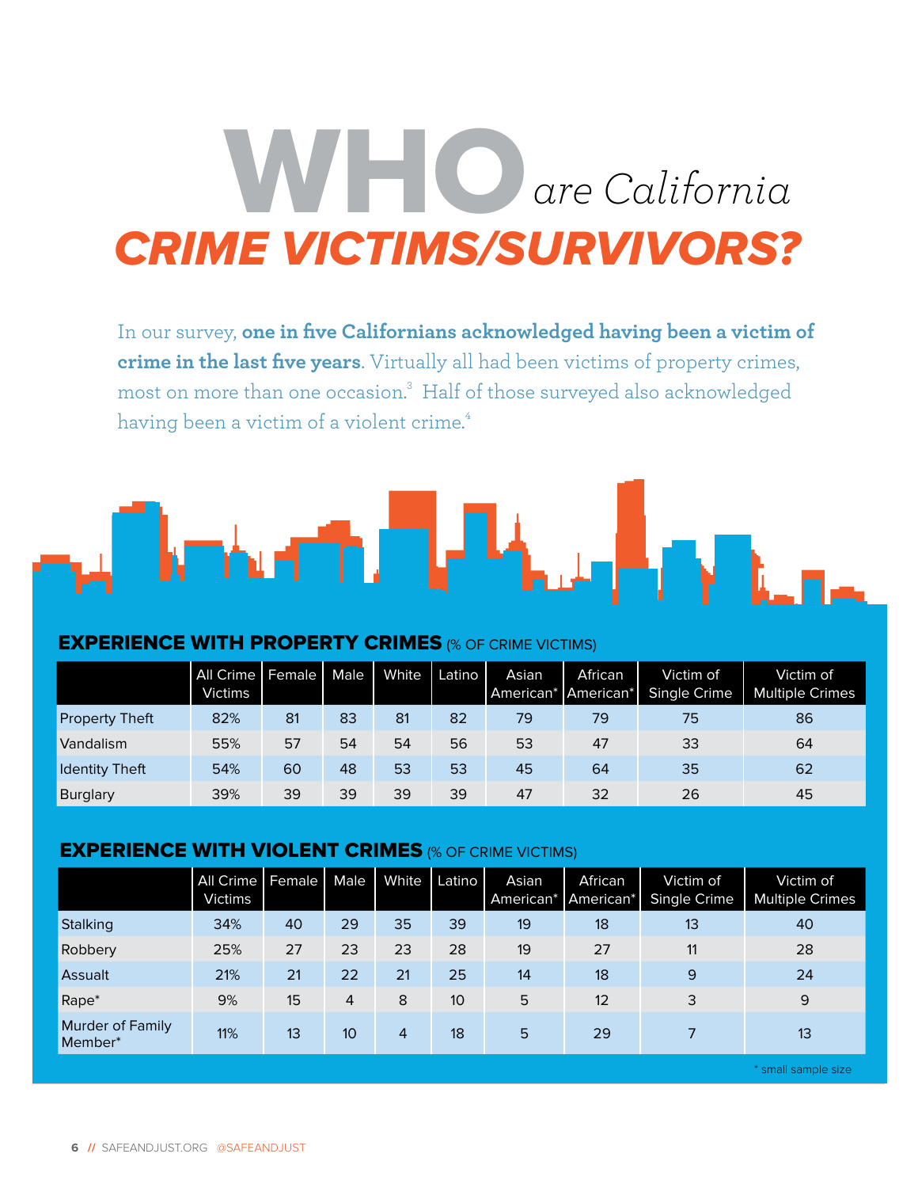# WHO *are California* CRIME VICTIMS/SURVIVORS?

In our survey, **one in five Californians acknowledged having been a victim of crime in the last five years**. Virtually all had been victims of property crimes, most on more than one occasion.[3] Half of those surveyed also acknowledged having been a victim of a violent crime.[4]

## EXPERIENCE WITH PROPERTY CRIMES (% OF CRIME VICTIMS)

| | All Crime Victims | Female | Male | White | Latino | Asian American* | African American* | Victim of Single Crime | Victim of Multiple Crimes |
|---|---|---|---|---|---|---|---|---|---|
| Property Theft | 82% | 81 | 83 | 81 | 82 | 79 | 79 | 75 | 86 |
| Vandalism | 55% | 57 | 54 | 54 | 56 | 53 | 47 | 33 | 64 |
| Identity Theft | 54% | 60 | 48 | 53 | 53 | 45 | 64 | 35 | 62 |
| Burglary | 39% | 39 | 39 | 39 | 39 | 47 | 32 | 26 | 45 |

## EXPERIENCE WITH VIOLENT CRIMES (% OF CRIME VICTIMS)

| | All Crime Victims | Female | Male | White | Latino | Asian American* | African American* | Victim of Single Crime | Victim of Multiple Crimes |
|---|---|---|---|---|---|---|---|---|---|
| Stalking | 34% | 40 | 29 | 35 | 39 | 19 | 18 | 13 | 40 |
| Robbery | 25% | 27 | 23 | 23 | 28 | 19 | 27 | 11 | 28 |
| Assault | 21% | 21 | 22 | 21 | 25 | 14 | 18 | 9 | 24 |
| Rape* | 9% | 15 | 4 | 8 | 10 | 5 | 12 | 3 | 9 |
| Murder of Family Member* | 11% | 13 | 10 | 4 | 18 | 5 | 29 | 7 | 13 |

\* small sample size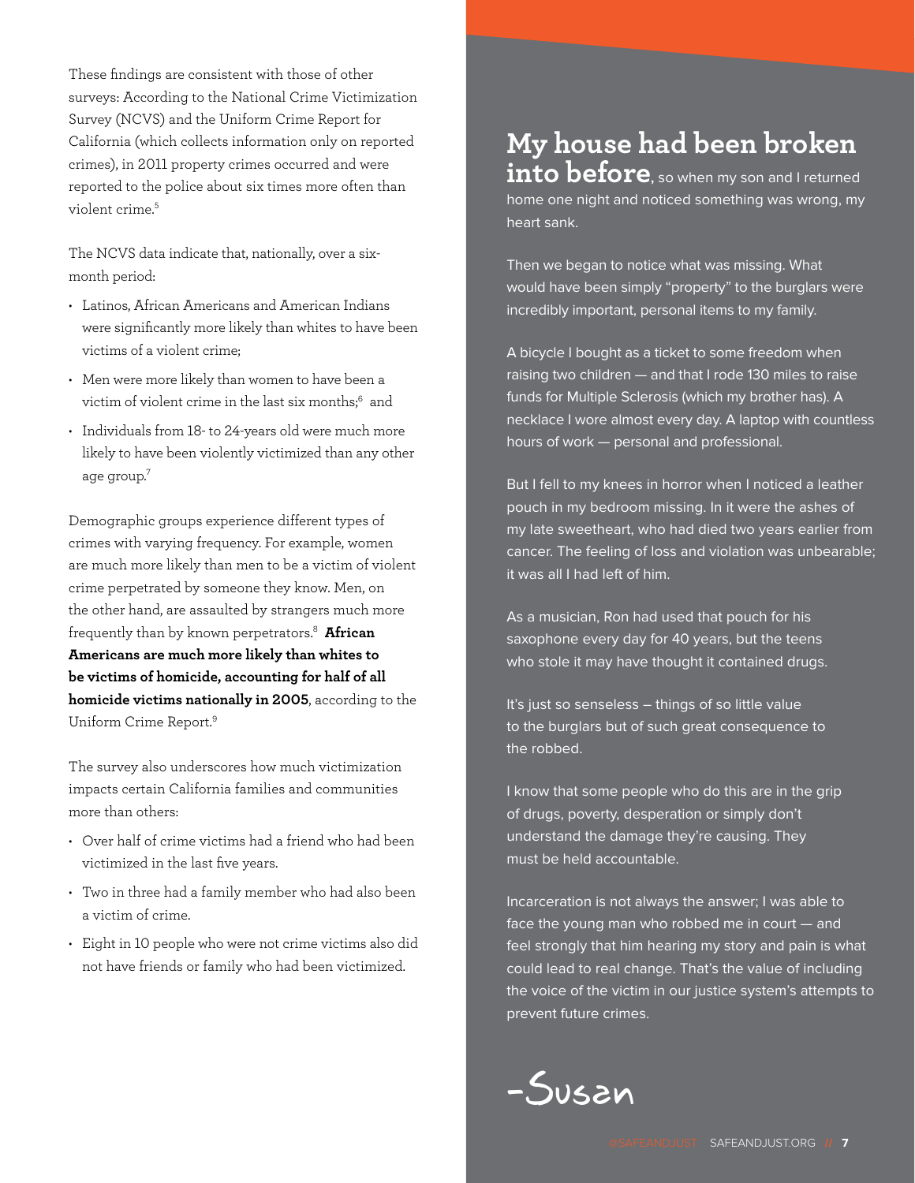These findings are consistent with those of other surveys: According to the National Crime Victimization Survey (NCVS) and the Uniform Crime Report for California (which collects information only on reported crimes), in 2011 property crimes occurred and were reported to the police about six times more often than violent crime.[5]

The NCVS data indicate that, nationally, over a six-month period:

- Latinos, African Americans and American Indians were significantly more likely than whites to have been victims of a violent crime;
- Men were more likely than women to have been a victim of violent crime in the last six months;[6] and
- Individuals from 18- to 24-years old were much more likely to have been violently victimized than any other age group.[7]

Demographic groups experience different types of crimes with varying frequency. For example, women are much more likely than men to be a victim of violent crime perpetrated by someone they know. Men, on the other hand, are assaulted by strangers much more frequently than by known perpetrators.[8] **African Americans are much more likely than whites to be victims of homicide, accounting for half of all homicide victims nationally in 2005**, according to the Uniform Crime Report.[9]

The survey also underscores how much victimization impacts certain California families and communities more than others:

- Over half of crime victims had a friend who had been victimized in the last five years.
- Two in three had a family member who had also been a victim of crime.
- Eight in 10 people who were not crime victims also did not have friends or family who had been victimized.

**My house had been broken into before**, so when my son and I returned home one night and noticed something was wrong, my heart sank.

Then we began to notice what was missing. What would have been simply "property" to the burglars were incredibly important, personal items to my family.

A bicycle I bought as a ticket to some freedom when raising two children — and that I rode 130 miles to raise funds for Multiple Sclerosis (which my brother has). A necklace I wore almost every day. A laptop with countless hours of work — personal and professional.

But I fell to my knees in horror when I noticed a leather pouch in my bedroom missing. In it were the ashes of my late sweetheart, who had died two years earlier from cancer. The feeling of loss and violation was unbearable; it was all I had left of him.

As a musician, Ron had used that pouch for his saxophone every day for 40 years, but the teens who stole it may have thought it contained drugs.

It's just so senseless – things of so little value to the burglars but of such great consequence to the robbed.

I know that some people who do this are in the grip of drugs, poverty, desperation or simply don't understand the damage they're causing. They must be held accountable.

Incarceration is not always the answer; I was able to face the young man who robbed me in court — and feel strongly that him hearing my story and pain is what could lead to real change. That's the value of including the voice of the victim in our justice system's attempts to prevent future crimes.

-Susan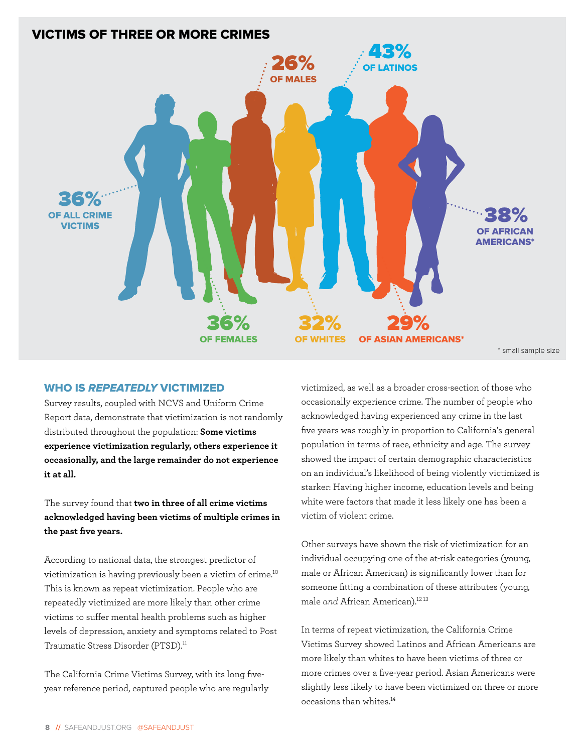## VICTIMS OF THREE OR MORE CRIMES

36% OF ALL CRIME VICTIMS

36% OF FEMALES

26% OF MALES

32% OF WHITES

43% OF LATINOS

29% OF ASIAN AMERICANS*

38% OF AFRICAN AMERICANS*

* small sample size

## WHO IS *REPEATEDLY* VICTIMIZED

Survey results, coupled with NCVS and Uniform Crime Report data, demonstrate that victimization is not randomly distributed throughout the population: **Some victims experience victimization regularly, others experience it occasionally, and the large remainder do not experience it at all.**

The survey found that **two in three of all crime victims acknowledged having been victims of multiple crimes in the past five years.**

According to national data, the strongest predictor of victimization is having previously been a victim of crime.[10] This is known as repeat victimization. People who are repeatedly victimized are more likely than other crime victims to suffer mental health problems such as higher levels of depression, anxiety and symptoms related to Post Traumatic Stress Disorder (PTSD).[11]

The California Crime Victims Survey, with its long five-year reference period, captured people who are regularly victimized, as well as a broader cross-section of those who occasionally experience crime. The number of people who acknowledged having experienced any crime in the last five years was roughly in proportion to California's general population in terms of race, ethnicity and age. The survey showed the impact of certain demographic characteristics on an individual's likelihood of being violently victimized is starker: Having higher income, education levels and being white were factors that made it less likely one has been a victim of violent crime.

Other surveys have shown the risk of victimization for an individual occupying one of the at-risk categories (young, male or African American) is significantly lower than for someone fitting a combination of these attributes (young, male *and* African American).[12 13]

In terms of repeat victimization, the California Crime Victims Survey showed Latinos and African Americans are more likely than whites to have been victims of three or more crimes over a five-year period. Asian Americans were slightly less likely to have been victimized on three or more occasions than whites.[14]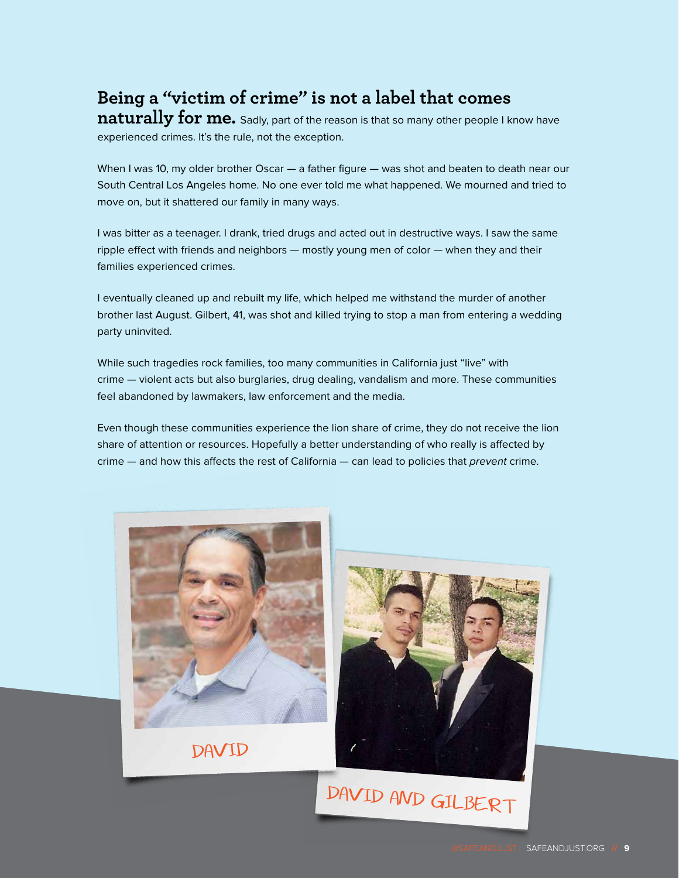**Being a "victim of crime" is not a label that comes naturally for me.** Sadly, part of the reason is that so many other people I know have experienced crimes. It's the rule, not the exception.

When I was 10, my older brother Oscar — a father figure — was shot and beaten to death near our South Central Los Angeles home. No one ever told me what happened. We mourned and tried to move on, but it shattered our family in many ways.

I was bitter as a teenager. I drank, tried drugs and acted out in destructive ways. I saw the same ripple effect with friends and neighbors — mostly young men of color — when they and their families experienced crimes.

I eventually cleaned up and rebuilt my life, which helped me withstand the murder of another brother last August. Gilbert, 41, was shot and killed trying to stop a man from entering a wedding party uninvited.

While such tragedies rock families, too many communities in California just "live" with crime — violent acts but also burglaries, drug dealing, vandalism and more. These communities feel abandoned by lawmakers, law enforcement and the media.

Even though these communities experience the lion share of crime, they do not receive the lion share of attention or resources. Hopefully a better understanding of who really is affected by crime — and how this affects the rest of California — can lead to policies that *prevent* crime.

DAVID

DAVID AND GILBERT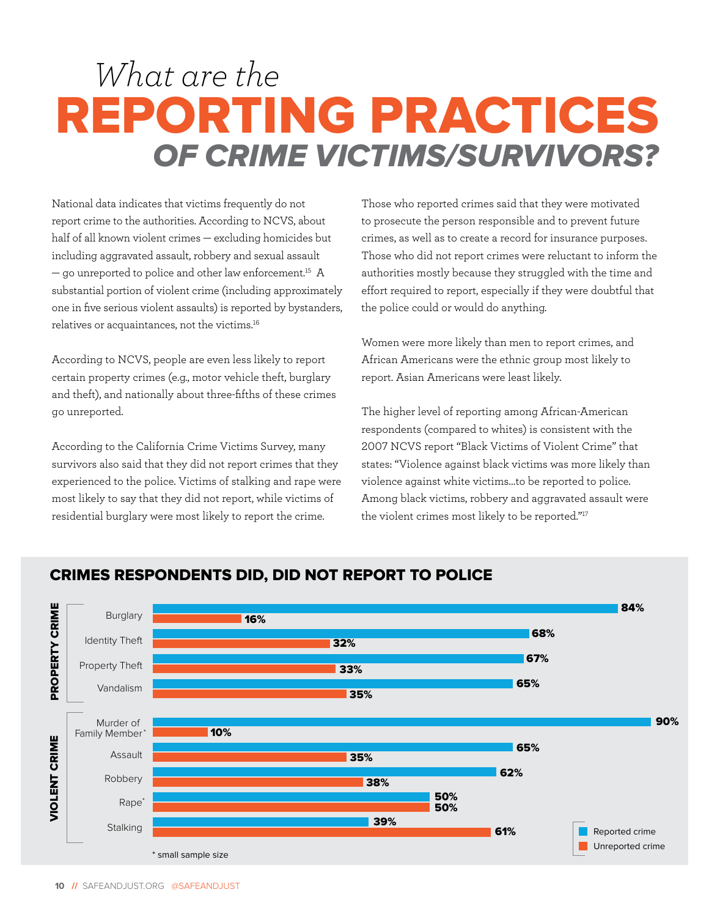# *What are the* REPORTING PRACTICES OF CRIME VICTIMS/SURVIVORS?

National data indicates that victims frequently do not report crime to the authorities. According to NCVS, about half of all known violent crimes — excluding homicides but including aggravated assault, robbery and sexual assault — go unreported to police and other law enforcement.[15] A substantial portion of violent crime (including approximately one in five serious violent assaults) is reported by bystanders, relatives or acquaintances, not the victims.[16]

According to NCVS, people are even less likely to report certain property crimes (e.g., motor vehicle theft, burglary and theft), and nationally about three-fifths of these crimes go unreported.

According to the California Crime Victims Survey, many survivors also said that they did not report crimes that they experienced to the police. Victims of stalking and rape were most likely to say that they did not report, while victims of residential burglary were most likely to report the crime.

Those who reported crimes said that they were motivated to prosecute the person responsible and to prevent future crimes, as well as to create a record for insurance purposes. Those who did not report crimes were reluctant to inform the authorities mostly because they struggled with the time and effort required to report, especially if they were doubtful that the police could or would do anything.

Women were more likely than men to report crimes, and African Americans were the ethnic group most likely to report. Asian Americans were least likely.

The higher level of reporting among African-American respondents (compared to whites) is consistent with the 2007 NCVS report "Black Victims of Violent Crime" that states: "Violence against black victims was more likely than violence against white victims...to be reported to police. Among black victims, robbery and aggravated assault were the violent crimes most likely to be reported."[17]

## CRIMES RESPONDENTS DID, DID NOT REPORT TO POLICE

| Category | Crime | Reported crime | Unreported crime |
|---|---|---|---|
| PROPERTY CRIME | Burglary | 84% | 16% |
| | Identity Theft | 68% | 32% |
| | Property Theft | 67% | 33% |
| | Vandalism | 65% | 35% |
| VIOLENT CRIME | Murder of Family Member* | 90% | 10% |
| | Assault | 65% | 35% |
| | Robbery | 62% | 38% |
| | Rape* | 50% | 50% |
| | Stalking | 39% | 61% |

\* small sample size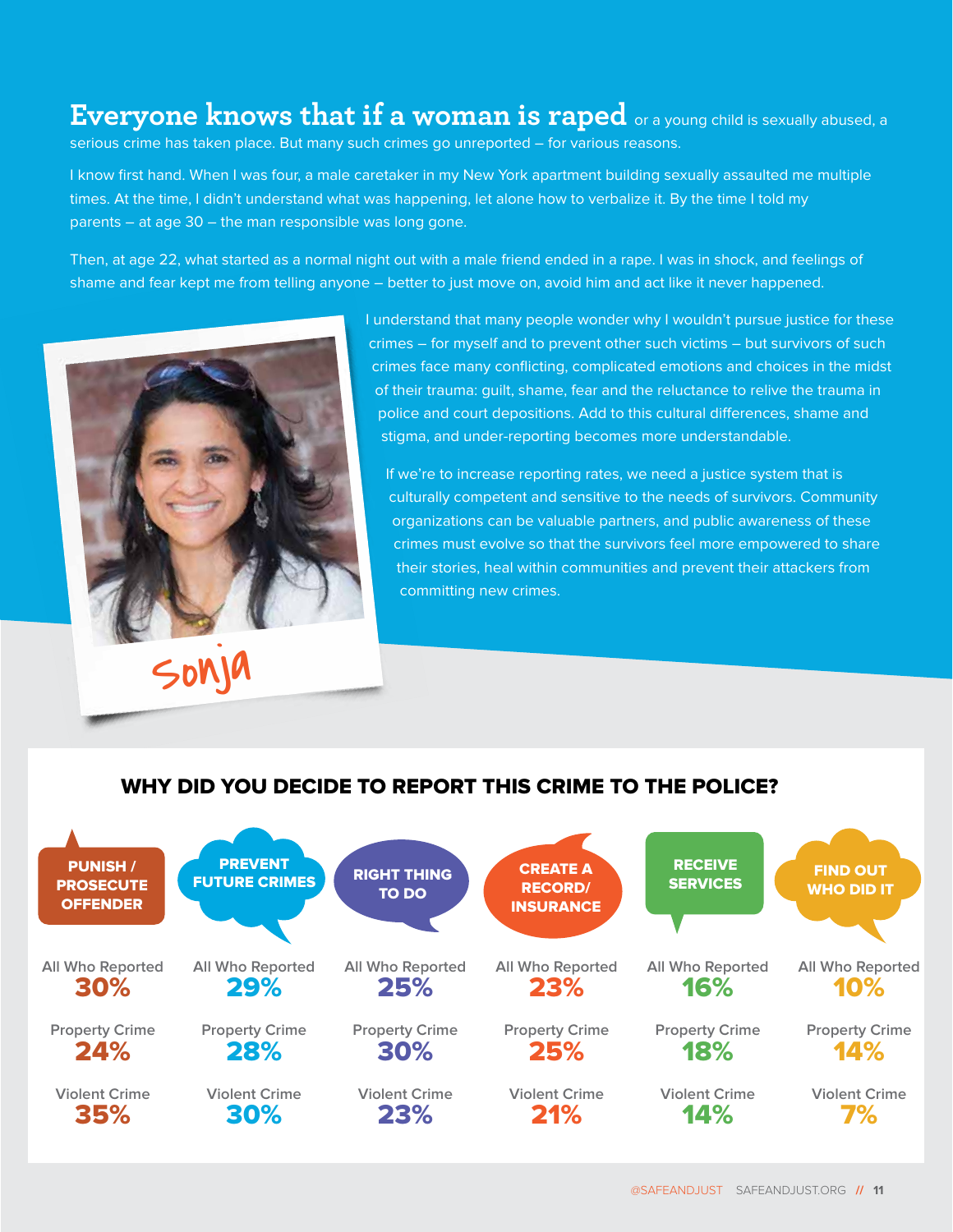**Everyone knows that if a woman is raped** or a young child is sexually abused, a serious crime has taken place. But many such crimes go unreported – for various reasons.

I know first hand. When I was four, a male caretaker in my New York apartment building sexually assaulted me multiple times. At the time, I didn't understand what was happening, let alone how to verbalize it. By the time I told my parents – at age 30 – the man responsible was long gone.

Then, at age 22, what started as a normal night out with a male friend ended in a rape. I was in shock, and feelings of shame and fear kept me from telling anyone – better to just move on, avoid him and act like it never happened.

I understand that many people wonder why I wouldn't pursue justice for these crimes – for myself and to prevent other such victims – but survivors of such crimes face many conflicting, complicated emotions and choices in the midst of their trauma: guilt, shame, fear and the reluctance to relive the trauma in police and court depositions. Add to this cultural differences, shame and stigma, and under-reporting becomes more understandable.

If we're to increase reporting rates, we need a justice system that is culturally competent and sensitive to the needs of survivors. Community organizations can be valuable partners, and public awareness of these crimes must evolve so that the survivors feel more empowered to share their stories, heal within communities and prevent their attackers from committing new crimes.

Sonja

## WHY DID YOU DECIDE TO REPORT THIS CRIME TO THE POLICE?

| | PUNISH / PROSECUTE OFFENDER | PREVENT FUTURE CRIMES | RIGHT THING TO DO | CREATE A RECORD/ INSURANCE | RECEIVE SERVICES | FIND OUT WHO DID IT |
|---|---|---|---|---|---|---|
| All Who Reported | 30% | 29% | 25% | 23% | 16% | 10% |
| Property Crime | 24% | 28% | 30% | 25% | 18% | 14% |
| Violent Crime | 35% | 30% | 23% | 21% | 14% | 7% |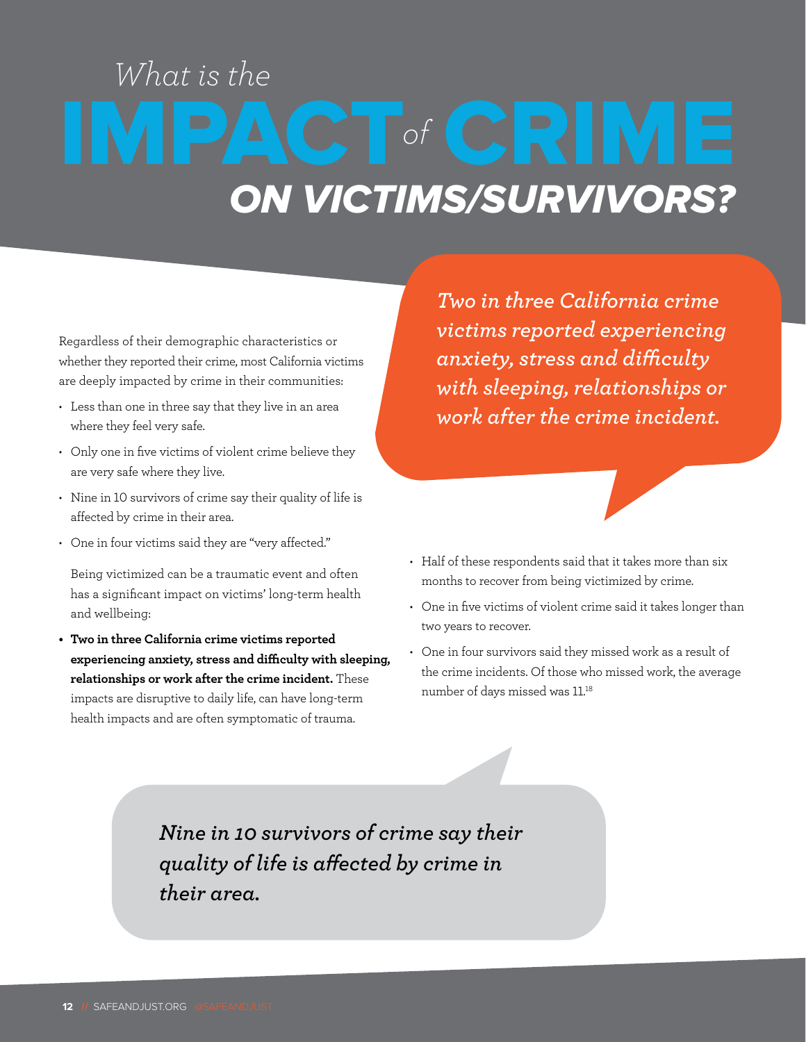# What is the IMPACT of CRIME ON VICTIMS/SURVIVORS?

Regardless of their demographic characteristics or whether they reported their crime, most California victims are deeply impacted by crime in their communities:

- Less than one in three say that they live in an area where they feel very safe.
- Only one in five victims of violent crime believe they are very safe where they live.
- Nine in 10 survivors of crime say their quality of life is affected by crime in their area.
- One in four victims said they are "very affected."

Being victimized can be a traumatic event and often has a significant impact on victims' long-term health and wellbeing:

- **Two in three California crime victims reported experiencing anxiety, stress and difficulty with sleeping, relationships or work after the crime incident.** These impacts are disruptive to daily life, can have long-term health impacts and are often symptomatic of trauma.

*Two in three California crime victims reported experiencing anxiety, stress and difficulty with sleeping, relationships or work after the crime incident.*

- Half of these respondents said that it takes more than six months to recover from being victimized by crime.
- One in five victims of violent crime said it takes longer than two years to recover.
- One in four survivors said they missed work as a result of the crime incidents. Of those who missed work, the average number of days missed was 11.[18]

*Nine in 10 survivors of crime say their quality of life is affected by crime in their area.*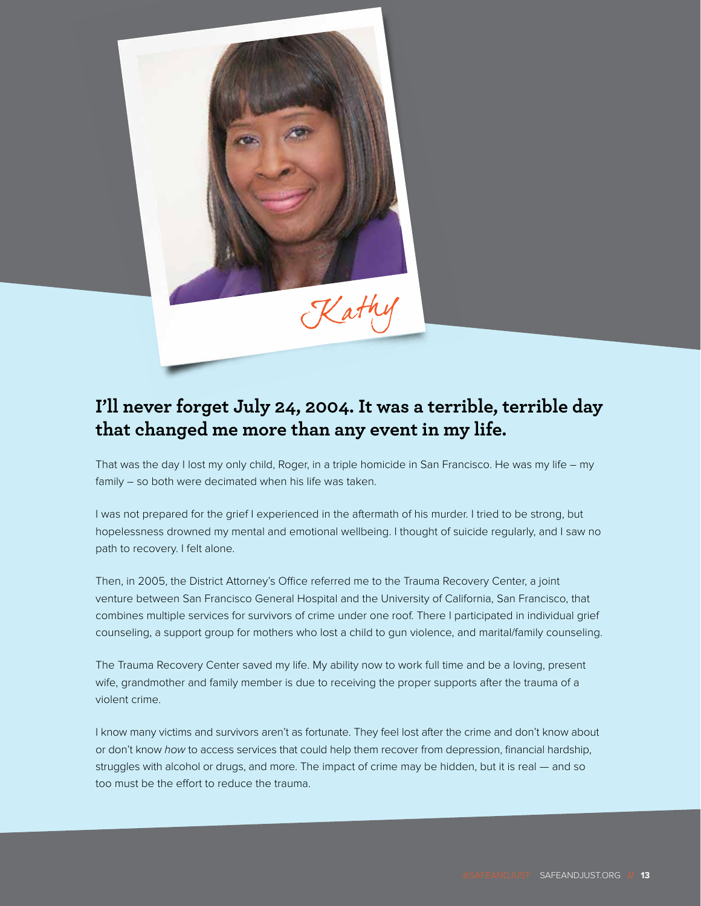Kathy

## I'll never forget July 24, 2004. It was a terrible, terrible day that changed me more than any event in my life.

That was the day I lost my only child, Roger, in a triple homicide in San Francisco. He was my life – my family – so both were decimated when his life was taken.

I was not prepared for the grief I experienced in the aftermath of his murder. I tried to be strong, but hopelessness drowned my mental and emotional wellbeing. I thought of suicide regularly, and I saw no path to recovery. I felt alone.

Then, in 2005, the District Attorney's Office referred me to the Trauma Recovery Center, a joint venture between San Francisco General Hospital and the University of California, San Francisco, that combines multiple services for survivors of crime under one roof. There I participated in individual grief counseling, a support group for mothers who lost a child to gun violence, and marital/family counseling.

The Trauma Recovery Center saved my life. My ability now to work full time and be a loving, present wife, grandmother and family member is due to receiving the proper supports after the trauma of a violent crime.

I know many victims and survivors aren't as fortunate. They feel lost after the crime and don't know about or don't know *how* to access services that could help them recover from depression, financial hardship, struggles with alcohol or drugs, and more. The impact of crime may be hidden, but it is real — and so too must be the effort to reduce the trauma.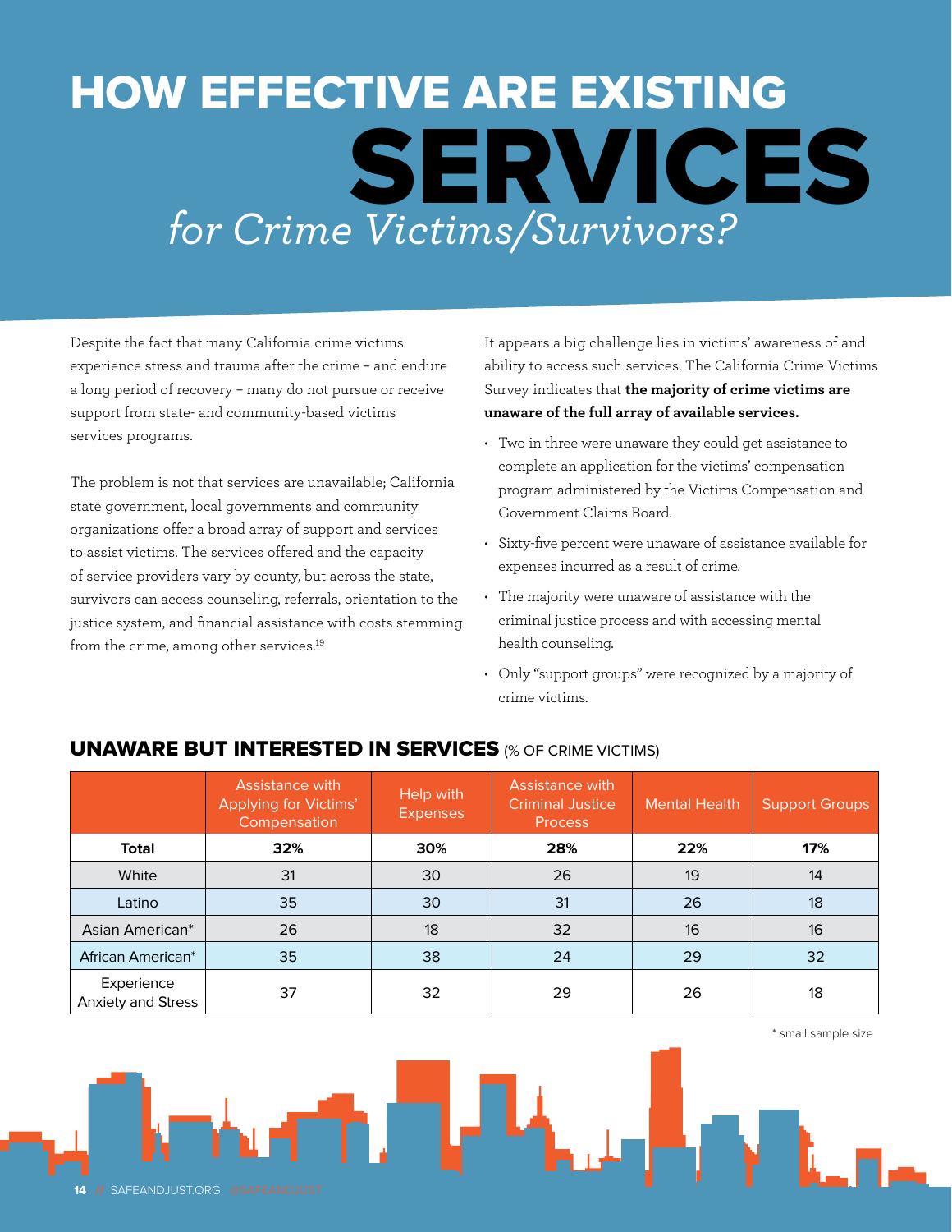# HOW EFFECTIVE ARE EXISTING SERVICES *for Crime Victims/Survivors?*

Despite the fact that many California crime victims experience stress and trauma after the crime – and endure a long period of recovery – many do not pursue or receive support from state- and community-based victims services programs.

The problem is not that services are unavailable; California state government, local governments and community organizations offer a broad array of support and services to assist victims. The services offered and the capacity of service providers vary by county, but across the state, survivors can access counseling, referrals, orientation to the justice system, and financial assistance with costs stemming from the crime, among other services.[19]

It appears a big challenge lies in victims' awareness of and ability to access such services. The California Crime Victims Survey indicates that **the majority of crime victims are unaware of the full array of available services.**

- Two in three were unaware they could get assistance to complete an application for the victims' compensation program administered by the Victims Compensation and Government Claims Board.
- Sixty-five percent were unaware of assistance available for expenses incurred as a result of crime.
- The majority were unaware of assistance with the criminal justice process and with accessing mental health counseling.
- Only "support groups" were recognized by a majority of crime victims.

## UNAWARE BUT INTERESTED IN SERVICES (% OF CRIME VICTIMS)

| | Assistance with Applying for Victims' Compensation | Help with Expenses | Assistance with Criminal Justice Process | Mental Health | Support Groups |
|---|---|---|---|---|---|
| **Total** | **32%** | **30%** | **28%** | **22%** | **17%** |
| White | 31 | 30 | 26 | 19 | 14 |
| Latino | 35 | 30 | 31 | 26 | 18 |
| Asian American* | 26 | 18 | 32 | 16 | 16 |
| African American* | 35 | 38 | 24 | 29 | 32 |
| Experience Anxiety and Stress | 37 | 32 | 29 | 26 | 18 |

\* small sample size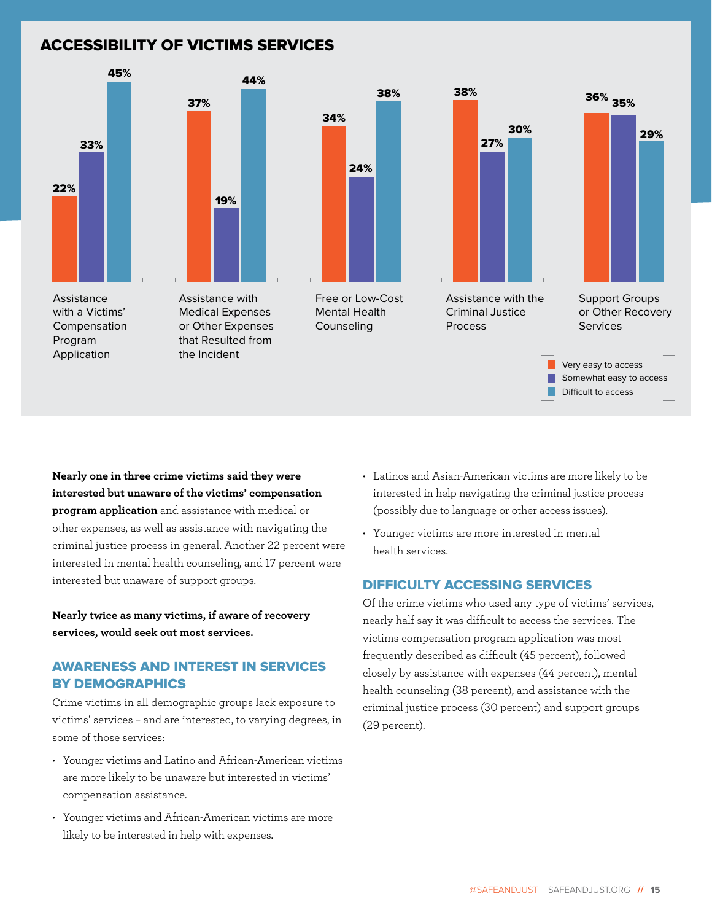## ACCESSIBILITY OF VICTIMS SERVICES

| Service | Very easy to access | Somewhat easy to access | Difficult to access |
|---|---|---|---|
| Assistance with a Victims' Compensation Program Application | 22% | 33% | 45% |
| Assistance with Medical Expenses or Other Expenses that Resulted from the Incident | 37% | 19% | 44% |
| Free or Low-Cost Mental Health Counseling | 34% | 24% | 38% |
| Assistance with the Criminal Justice Process | 38% | 27% | 30% |
| Support Groups or Other Recovery Services | 36% | 35% | 29% |

**Nearly one in three crime victims said they were interested but unaware of the victims' compensation program application** and assistance with medical or other expenses, as well as assistance with navigating the criminal justice process in general. Another 22 percent were interested in mental health counseling, and 17 percent were interested but unaware of support groups.

**Nearly twice as many victims, if aware of recovery services, would seek out most services.**

### AWARENESS AND INTEREST IN SERVICES BY DEMOGRAPHICS

Crime victims in all demographic groups lack exposure to victims' services – and are interested, to varying degrees, in some of those services:

- Younger victims and Latino and African-American victims are more likely to be unaware but interested in victims' compensation assistance.
- Younger victims and African-American victims are more likely to be interested in help with expenses.
- Latinos and Asian-American victims are more likely to be interested in help navigating the criminal justice process (possibly due to language or other access issues).
- Younger victims are more interested in mental health services.

### DIFFICULTY ACCESSING SERVICES

Of the crime victims who used any type of victims' services, nearly half say it was difficult to access the services. The victims compensation program application was most frequently described as difficult (45 percent), followed closely by assistance with expenses (44 percent), mental health counseling (38 percent), and assistance with the criminal justice process (30 percent) and support groups (29 percent).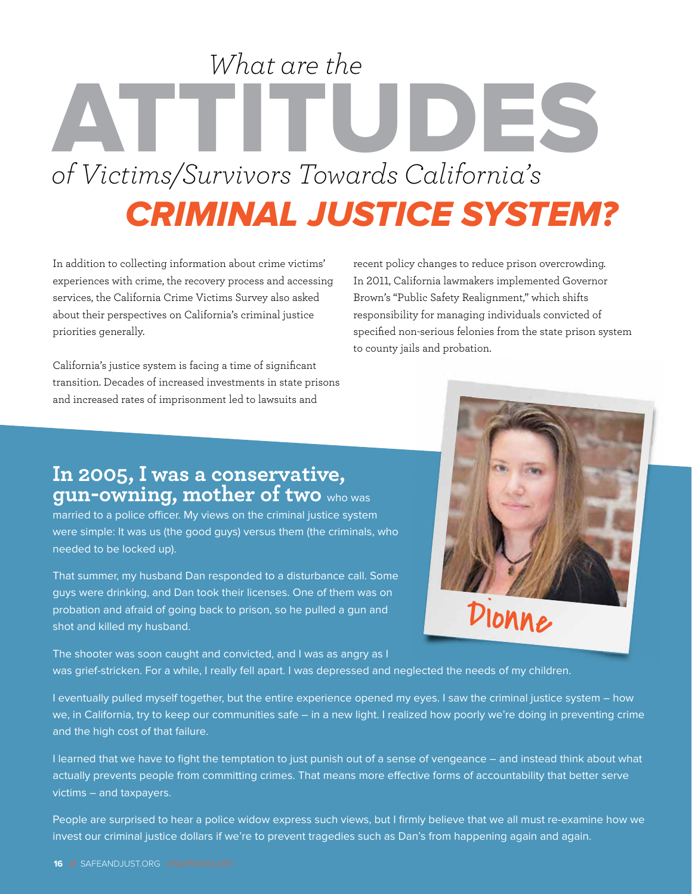# *What are the* ATTITUDES *of Victims/Survivors Towards California's* CRIMINAL JUSTICE SYSTEM?

In addition to collecting information about crime victims' experiences with crime, the recovery process and accessing services, the California Crime Victims Survey also asked about their perspectives on California's criminal justice priorities generally.

California's justice system is facing a time of significant transition. Decades of increased investments in state prisons and increased rates of imprisonment led to lawsuits and recent policy changes to reduce prison overcrowding. In 2011, California lawmakers implemented Governor Brown's "Public Safety Realignment," which shifts responsibility for managing individuals convicted of specified non-serious felonies from the state prison system to county jails and probation.

**In 2005, I was a conservative, gun-owning, mother of two** who was married to a police officer. My views on the criminal justice system were simple: It was us (the good guys) versus them (the criminals, who needed to be locked up).

That summer, my husband Dan responded to a disturbance call. Some guys were drinking, and Dan took their licenses. One of them was on probation and afraid of going back to prison, so he pulled a gun and shot and killed my husband.

The shooter was soon caught and convicted, and I was as angry as I was grief-stricken. For a while, I really fell apart. I was depressed and neglected the needs of my children.

I eventually pulled myself together, but the entire experience opened my eyes. I saw the criminal justice system – how we, in California, try to keep our communities safe – in a new light. I realized how poorly we're doing in preventing crime and the high cost of that failure.

I learned that we have to fight the temptation to just punish out of a sense of vengeance – and instead think about what actually prevents people from committing crimes. That means more effective forms of accountability that better serve victims – and taxpayers.

People are surprised to hear a police widow express such views, but I firmly believe that we all must re-examine how we invest our criminal justice dollars if we're to prevent tragedies such as Dan's from happening again and again.

Dionne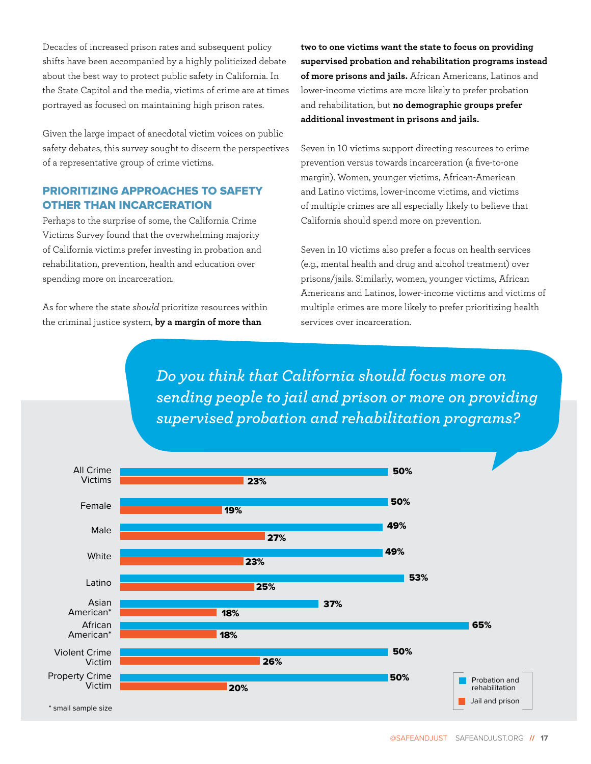Decades of increased prison rates and subsequent policy shifts have been accompanied by a highly politicized debate about the best way to protect public safety in California. In the State Capitol and the media, victims of crime are at times portrayed as focused on maintaining high prison rates.

Given the large impact of anecdotal victim voices on public safety debates, this survey sought to discern the perspectives of a representative group of crime victims.

## PRIORITIZING APPROACHES TO SAFETY OTHER THAN INCARCERATION

Perhaps to the surprise of some, the California Crime Victims Survey found that the overwhelming majority of California victims prefer investing in probation and rehabilitation, prevention, health and education over spending more on incarceration.

As for where the state *should* prioritize resources within the criminal justice system, **by a margin of more than two to one victims want the state to focus on providing supervised probation and rehabilitation programs instead of more prisons and jails.** African Americans, Latinos and lower-income victims are more likely to prefer probation and rehabilitation, but **no demographic groups prefer additional investment in prisons and jails.**

Seven in 10 victims support directing resources to crime prevention versus towards incarceration (a five-to-one margin). Women, younger victims, African-American and Latino victims, lower-income victims, and victims of multiple crimes are all especially likely to believe that California should spend more on prevention.

Seven in 10 victims also prefer a focus on health services (e.g., mental health and drug and alcohol treatment) over prisons/jails. Similarly, women, younger victims, African Americans and Latinos, lower-income victims and victims of multiple crimes are more likely to prefer prioritizing health services over incarceration.

*Do you think that California should focus more on sending people to jail and prison or more on providing supervised probation and rehabilitation programs?*

| | Probation and rehabilitation | Jail and prison |
|---|---|---|
| All Crime Victims | 50% | 23% |
| Female | 50% | 19% |
| Male | 49% | 27% |
| White | 49% | 23% |
| Latino | 53% | 25% |
| Asian American* | 37% | 18% |
| African American* | 65% | 18% |
| Violent Crime Victim | 50% | 26% |
| Property Crime Victim | 50% | 20% |

\* small sample size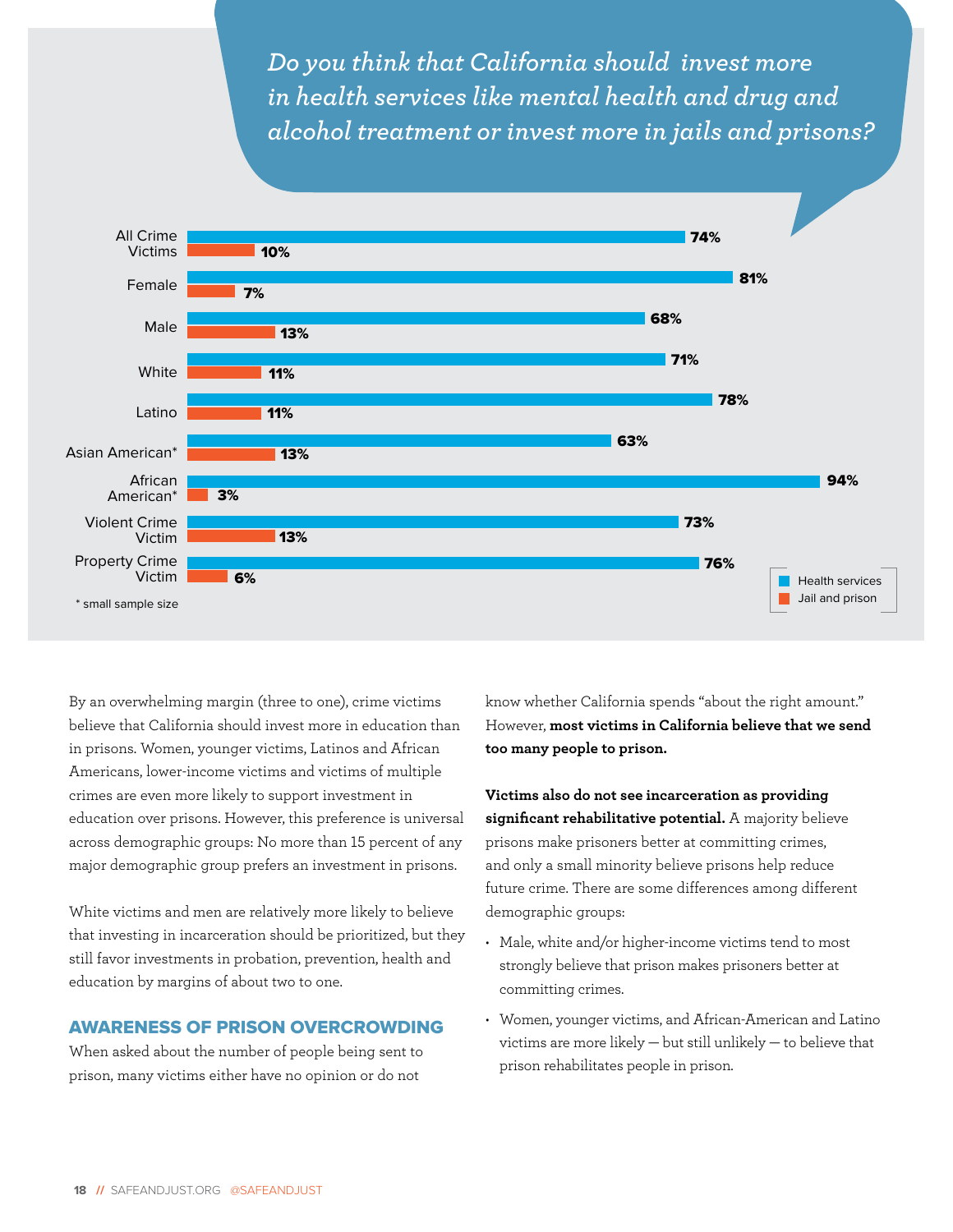*Do you think that California should invest more in health services like mental health and drug and alcohol treatment or invest more in jails and prisons?*

| | Health services | Jail and prison |
|---|---|---|
| All Crime Victims | 74% | 10% |
| Female | 81% | 7% |
| Male | 68% | 13% |
| White | 71% | 11% |
| Latino | 78% | 11% |
| Asian American* | 63% | 13% |
| African American* | 94% | 3% |
| Violent Crime Victim | 73% | 13% |
| Property Crime Victim | 76% | 6% |

\* small sample size

By an overwhelming margin (three to one), crime victims believe that California should invest more in education than in prisons. Women, younger victims, Latinos and African Americans, lower-income victims and victims of multiple crimes are even more likely to support investment in education over prisons. However, this preference is universal across demographic groups: No more than 15 percent of any major demographic group prefers an investment in prisons.

White victims and men are relatively more likely to believe that investing in incarceration should be prioritized, but they still favor investments in probation, prevention, health and education by margins of about two to one.

## AWARENESS OF PRISON OVERCROWDING

When asked about the number of people being sent to prison, many victims either have no opinion or do not know whether California spends "about the right amount." However, **most victims in California believe that we send too many people to prison.**

**Victims also do not see incarceration as providing significant rehabilitative potential.** A majority believe prisons make prisoners better at committing crimes, and only a small minority believe prisons help reduce future crime. There are some differences among different demographic groups:

- Male, white and/or higher-income victims tend to most strongly believe that prison makes prisoners better at committing crimes.
- Women, younger victims, and African-American and Latino victims are more likely — but still unlikely — to believe that prison rehabilitates people in prison.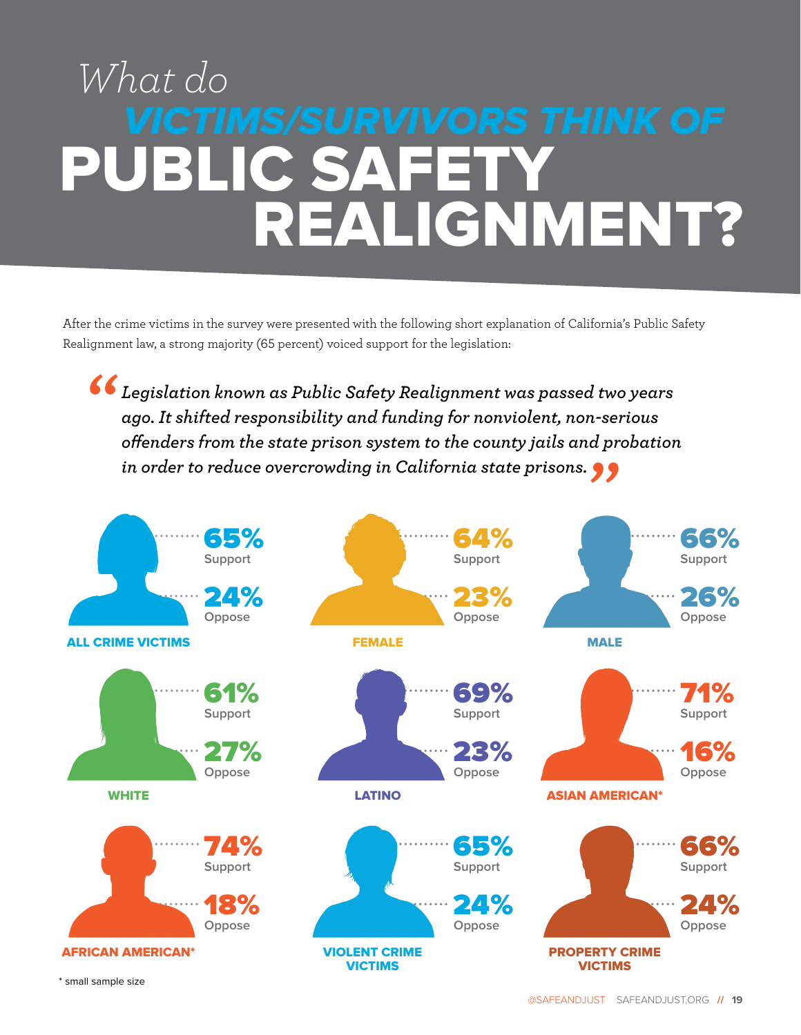# What do VICTIMS/SURVIVORS THINK OF PUBLIC SAFETY REALIGNMENT?

After the crime victims in the survey were presented with the following short explanation of California's Public Safety Realignment law, a strong majority (65 percent) voiced support for the legislation:

> *"Legislation known as Public Safety Realignment was passed two years ago. It shifted responsibility and funding for nonviolent, non-serious offenders from the state prison system to the county jails and probation in order to reduce overcrowding in California state prisons."*

| Group | Support | Oppose |
|---|---|---|
| ALL CRIME VICTIMS | 65% | 24% |
| FEMALE | 64% | 23% |
| MALE | 66% | 26% |
| WHITE | 61% | 27% |
| LATINO | 69% | 23% |
| ASIAN AMERICAN* | 71% | 16% |
| AFRICAN AMERICAN* | 74% | 18% |
| VIOLENT CRIME VICTIMS | 65% | 24% |
| PROPERTY CRIME VICTIMS | 66% | 24% |

\* small sample size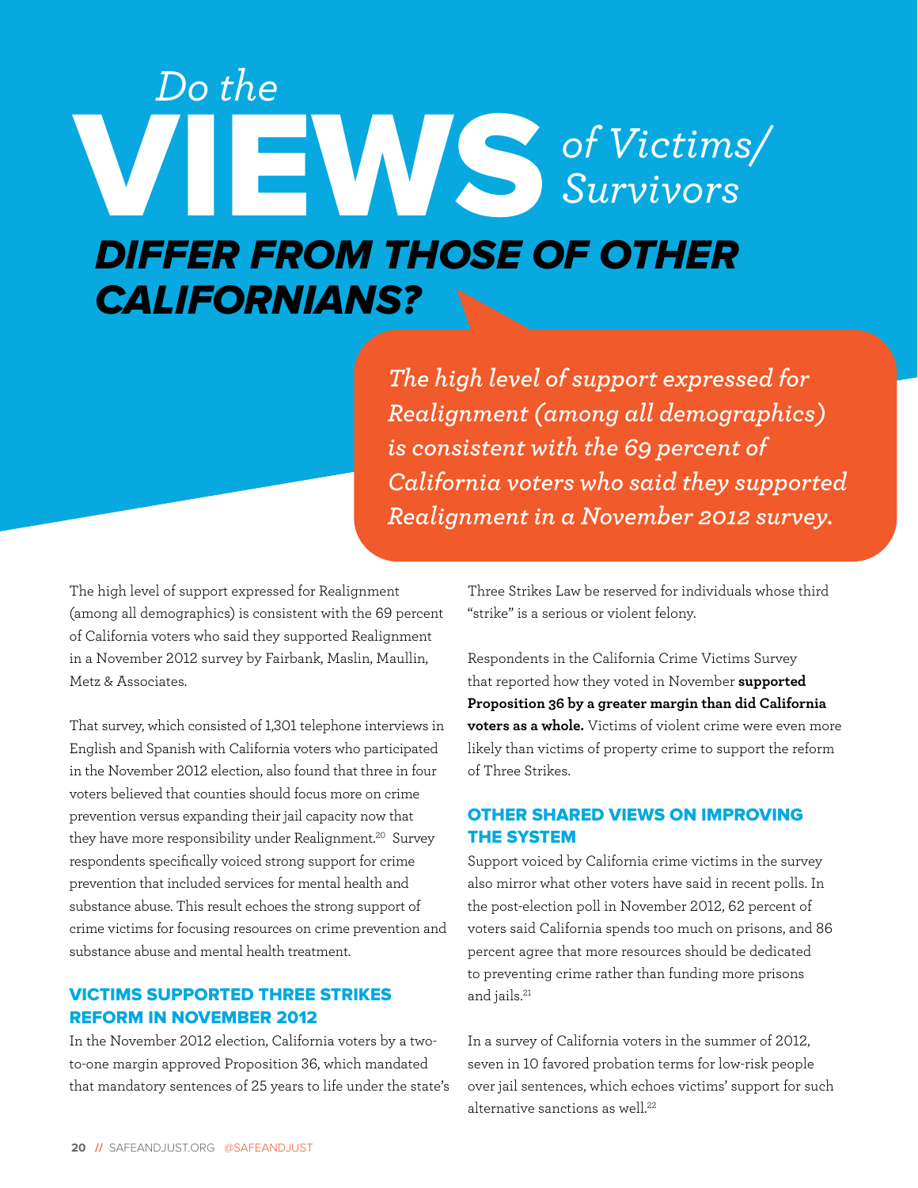# *Do the* VIEWS *of Victims/Survivors* DIFFER FROM THOSE OF OTHER CALIFORNIANS?

> *The high level of support expressed for Realignment (among all demographics) is consistent with the 69 percent of California voters who said they supported Realignment in a November 2012 survey.*

The high level of support expressed for Realignment (among all demographics) is consistent with the 69 percent of California voters who said they supported Realignment in a November 2012 survey by Fairbank, Maslin, Maullin, Metz & Associates.

That survey, which consisted of 1,301 telephone interviews in English and Spanish with California voters who participated in the November 2012 election, also found that three in four voters believed that counties should focus more on crime prevention versus expanding their jail capacity now that they have more responsibility under Realignment.[20] Survey respondents specifically voiced strong support for crime prevention that included services for mental health and substance abuse. This result echoes the strong support of crime victims for focusing resources on crime prevention and substance abuse and mental health treatment.

## VICTIMS SUPPORTED THREE STRIKES REFORM IN NOVEMBER 2012

In the November 2012 election, California voters by a two-to-one margin approved Proposition 36, which mandated that mandatory sentences of 25 years to life under the state's Three Strikes Law be reserved for individuals whose third "strike" is a serious or violent felony.

Respondents in the California Crime Victims Survey that reported how they voted in November **supported Proposition 36 by a greater margin than did California voters as a whole.** Victims of violent crime were even more likely than victims of property crime to support the reform of Three Strikes.

## OTHER SHARED VIEWS ON IMPROVING THE SYSTEM

Support voiced by California crime victims in the survey also mirror what other voters have said in recent polls. In the post-election poll in November 2012, 62 percent of voters said California spends too much on prisons, and 86 percent agree that more resources should be dedicated to preventing crime rather than funding more prisons and jails.[21]

In a survey of California voters in the summer of 2012, seven in 10 favored probation terms for low-risk people over jail sentences, which echoes victims' support for such alternative sanctions as well.[22]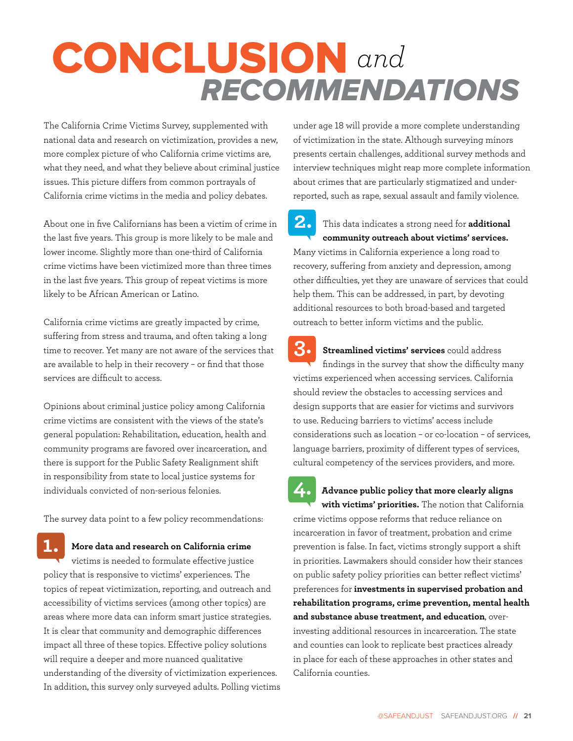# CONCLUSION *and* RECOMMENDATIONS

The California Crime Victims Survey, supplemented with national data and research on victimization, provides a new, more complex picture of who California crime victims are, what they need, and what they believe about criminal justice issues. This picture differs from common portrayals of California crime victims in the media and policy debates.

About one in five Californians has been a victim of crime in the last five years. This group is more likely to be male and lower income. Slightly more than one-third of California crime victims have been victimized more than three times in the last five years. This group of repeat victims is more likely to be African American or Latino.

California crime victims are greatly impacted by crime, suffering from stress and trauma, and often taking a long time to recover. Yet many are not aware of the services that are available to help in their recovery – or find that those services are difficult to access.

Opinions about criminal justice policy among California crime victims are consistent with the views of the state's general population: Rehabilitation, education, health and community programs are favored over incarceration, and there is support for the Public Safety Realignment shift in responsibility from state to local justice systems for individuals convicted of non-serious felonies.

The survey data point to a few policy recommendations:

**1.** **More data and research on California crime** victims is needed to formulate effective justice policy that is responsive to victims' experiences. The topics of repeat victimization, reporting, and outreach and accessibility of victims services (among other topics) are areas where more data can inform smart justice strategies. It is clear that community and demographic differences impact all three of these topics. Effective policy solutions will require a deeper and more nuanced qualitative understanding of the diversity of victimization experiences. In addition, this survey only surveyed adults. Polling victims under age 18 will provide a more complete understanding of victimization in the state. Although surveying minors presents certain challenges, additional survey methods and interview techniques might reap more complete information about crimes that are particularly stigmatized and under-reported, such as rape, sexual assault and family violence.

**2.** This data indicates a strong need for **additional community outreach about victims' services.** Many victims in California experience a long road to recovery, suffering from anxiety and depression, among other difficulties, yet they are unaware of services that could help them. This can be addressed, in part, by devoting additional resources to both broad-based and targeted outreach to better inform victims and the public.

**3.** **Streamlined victims' services** could address findings in the survey that show the difficulty many victims experienced when accessing services. California should review the obstacles to accessing services and design supports that are easier for victims and survivors to use. Reducing barriers to victims' access include considerations such as location – or co-location – of services, language barriers, proximity of different types of services, cultural competency of the services providers, and more.

**4.** **Advance public policy that more clearly aligns with victims' priorities.** The notion that California crime victims oppose reforms that reduce reliance on incarceration in favor of treatment, probation and crime prevention is false. In fact, victims strongly support a shift in priorities. Lawmakers should consider how their stances on public safety policy priorities can better reflect victims' preferences for **investments in supervised probation and rehabilitation programs, crime prevention, mental health and substance abuse treatment, and education**, over-investing additional resources in incarceration. The state and counties can look to replicate best practices already in place for each of these approaches in other states and California counties.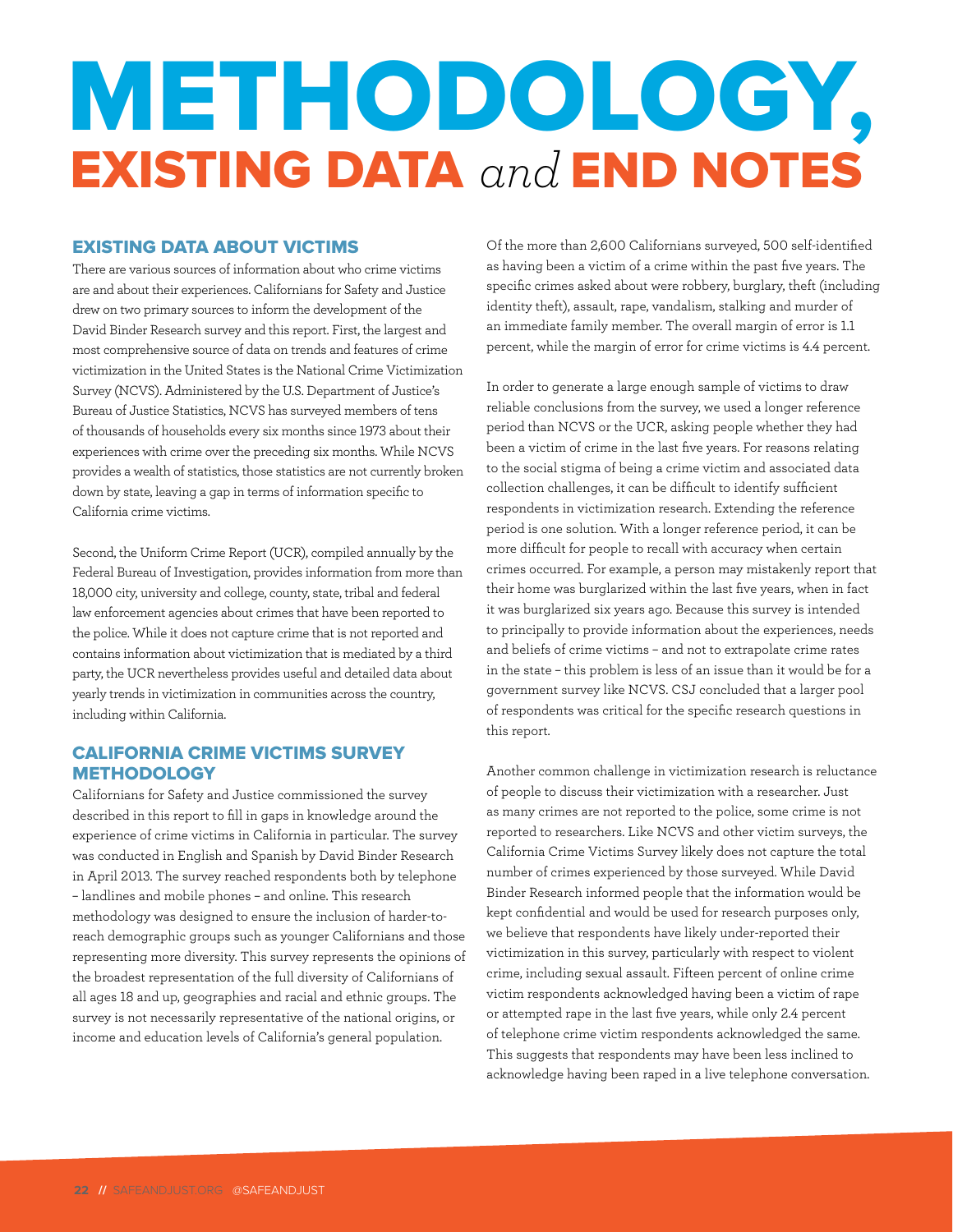# METHODOLOGY, EXISTING DATA *and* END NOTES

## EXISTING DATA ABOUT VICTIMS

There are various sources of information about who crime victims are and about their experiences. Californians for Safety and Justice drew on two primary sources to inform the development of the David Binder Research survey and this report. First, the largest and most comprehensive source of data on trends and features of crime victimization in the United States is the National Crime Victimization Survey (NCVS). Administered by the U.S. Department of Justice's Bureau of Justice Statistics, NCVS has surveyed members of tens of thousands of households every six months since 1973 about their experiences with crime over the preceding six months. While NCVS provides a wealth of statistics, those statistics are not currently broken down by state, leaving a gap in terms of information specific to California crime victims.

Second, the Uniform Crime Report (UCR), compiled annually by the Federal Bureau of Investigation, provides information from more than 18,000 city, university and college, county, state, tribal and federal law enforcement agencies about crimes that have been reported to the police. While it does not capture crime that is not reported and contains information about victimization that is mediated by a third party, the UCR nevertheless provides useful and detailed data about yearly trends in victimization in communities across the country, including within California.

## CALIFORNIA CRIME VICTIMS SURVEY METHODOLOGY

Californians for Safety and Justice commissioned the survey described in this report to fill in gaps in knowledge around the experience of crime victims in California in particular. The survey was conducted in English and Spanish by David Binder Research in April 2013. The survey reached respondents both by telephone – landlines and mobile phones – and online. This research methodology was designed to ensure the inclusion of harder-to-reach demographic groups such as younger Californians and those representing more diversity. This survey represents the opinions of the broadest representation of the full diversity of Californians of all ages 18 and up, geographies and racial and ethnic groups. The survey is not necessarily representative of the national origins, or income and education levels of California's general population.

Of the more than 2,600 Californians surveyed, 500 self-identified as having been a victim of a crime within the past five years. The specific crimes asked about were robbery, burglary, theft (including identity theft), assault, rape, vandalism, stalking and murder of an immediate family member. The overall margin of error is 1.1 percent, while the margin of error for crime victims is 4.4 percent.

In order to generate a large enough sample of victims to draw reliable conclusions from the survey, we used a longer reference period than NCVS or the UCR, asking people whether they had been a victim of crime in the last five years. For reasons relating to the social stigma of being a crime victim and associated data collection challenges, it can be difficult to identify sufficient respondents in victimization research. Extending the reference period is one solution. With a longer reference period, it can be more difficult for people to recall with accuracy when certain crimes occurred. For example, a person may mistakenly report that their home was burglarized within the last five years, when in fact it was burglarized six years ago. Because this survey is intended to principally to provide information about the experiences, needs and beliefs of crime victims – and not to extrapolate crime rates in the state – this problem is less of an issue than it would be for a government survey like NCVS. CSJ concluded that a larger pool of respondents was critical for the specific research questions in this report.

Another common challenge in victimization research is reluctance of people to discuss their victimization with a researcher. Just as many crimes are not reported to the police, some crime is not reported to researchers. Like NCVS and other victim surveys, the California Crime Victims Survey likely does not capture the total number of crimes experienced by those surveyed. While David Binder Research informed people that the information would be kept confidential and would be used for research purposes only, we believe that respondents have likely under-reported their victimization in this survey, particularly with respect to violent crime, including sexual assault. Fifteen percent of online crime victim respondents acknowledged having been a victim of rape or attempted rape in the last five years, while only 2.4 percent of telephone crime victim respondents acknowledged the same. This suggests that respondents may have been less inclined to acknowledge having been raped in a live telephone conversation.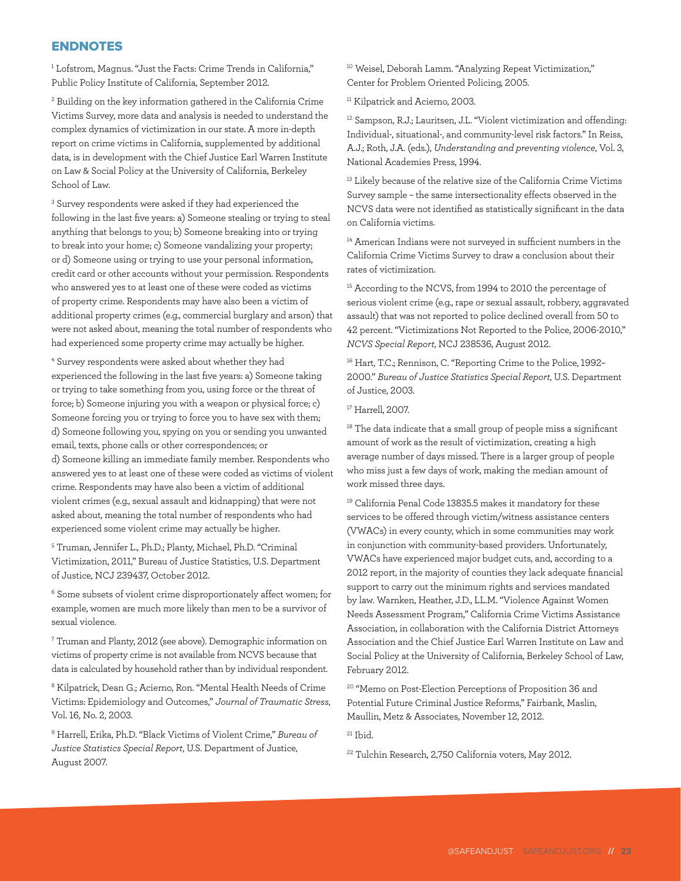## ENDNOTES

[1] Lofstrom, Magnus. "Just the Facts: Crime Trends in California," Public Policy Institute of California, September 2012.

[2] Building on the key information gathered in the California Crime Victims Survey, more data and analysis is needed to understand the complex dynamics of victimization in our state. A more in-depth report on crime victims in California, supplemented by additional data, is in development with the Chief Justice Earl Warren Institute on Law & Social Policy at the University of California, Berkeley School of Law.

[3] Survey respondents were asked if they had experienced the following in the last five years: a) Someone stealing or trying to steal anything that belongs to you; b) Someone breaking into or trying to break into your home; c) Someone vandalizing your property; or d) Someone using or trying to use your personal information, credit card or other accounts without your permission. Respondents who answered yes to at least one of these were coded as victims of property crime. Respondents may have also been a victim of additional property crimes (e.g., commercial burglary and arson) that were not asked about, meaning the total number of respondents who had experienced some property crime may actually be higher.

[4] Survey respondents were asked about whether they had experienced the following in the last five years: a) Someone taking or trying to take something from you, using force or the threat of force; b) Someone injuring you with a weapon or physical force; c) Someone forcing you or trying to force you to have sex with them; d) Someone following you, spying on you or sending you unwanted email, texts, phone calls or other correspondences; or d) Someone killing an immediate family member. Respondents who answered yes to at least one of these were coded as victims of violent crime. Respondents may have also been a victim of additional violent crimes (e.g., sexual assault and kidnapping) that were not asked about, meaning the total number of respondents who had experienced some violent crime may actually be higher.

[5] Truman, Jennifer L., Ph.D.; Planty, Michael, Ph.D. "Criminal Victimization, 2011," Bureau of Justice Statistics, U.S. Department of Justice, NCJ 239437, October 2012.

[6] Some subsets of violent crime disproportionately affect women; for example, women are much more likely than men to be a survivor of sexual violence.

[7] Truman and Planty, 2012 (see above). Demographic information on victims of property crime is not available from NCVS because that data is calculated by household rather than by individual respondent.

[8] Kilpatrick, Dean G.; Acierno, Ron. "Mental Health Needs of Crime Victims: Epidemiology and Outcomes," *Journal of Traumatic Stress*, Vol. 16, No. 2, 2003.

[9] Harrell, Erika, Ph.D. "Black Victims of Violent Crime," *Bureau of Justice Statistics Special Report*, U.S. Department of Justice, August 2007.

[10] Weisel, Deborah Lamm. "Analyzing Repeat Victimization," Center for Problem Oriented Policing, 2005.

[11] Kilpatrick and Acierno, 2003.

[12] Sampson, R.J.; Lauritsen, J.L. "Violent victimization and offending: Individual-, situational-, and community-level risk factors." In Reiss, A.J.; Roth, J.A. (eds.), *Understanding and preventing violence*, Vol. 3, National Academies Press, 1994.

[13] Likely because of the relative size of the California Crime Victims Survey sample – the same intersectionality effects observed in the NCVS data were not identified as statistically significant in the data on California victims.

[14] American Indians were not surveyed in sufficient numbers in the California Crime Victims Survey to draw a conclusion about their rates of victimization.

[15] According to the NCVS, from 1994 to 2010 the percentage of serious violent crime (e.g., rape or sexual assault, robbery, aggravated assault) that was not reported to police declined overall from 50 to 42 percent. "Victimizations Not Reported to the Police, 2006-2010," *NCVS Special Report*, NCJ 238536, August 2012.

[16] Hart, T.C.; Rennison, C. "Reporting Crime to the Police, 1992–2000." *Bureau of Justice Statistics Special Report*, U.S. Department of Justice, 2003.

[17] Harrell, 2007.

[18] The data indicate that a small group of people miss a significant amount of work as the result of victimization, creating a high average number of days missed. There is a larger group of people who miss just a few days of work, making the median amount of work missed three days.

[19] California Penal Code 13835.5 makes it mandatory for these services to be offered through victim/witness assistance centers (VWACs) in every county, which in some communities may work in conjunction with community-based providers. Unfortunately, VWACs have experienced major budget cuts, and, according to a 2012 report, in the majority of counties they lack adequate financial support to carry out the minimum rights and services mandated by law. Warnken, Heather, J.D., LL.M. "Violence Against Women Needs Assessment Program," California Crime Victims Assistance Association, in collaboration with the California District Attorneys Association and the Chief Justice Earl Warren Institute on Law and Social Policy at the University of California, Berkeley School of Law, February 2012.

[20] "Memo on Post-Election Perceptions of Proposition 36 and Potential Future Criminal Justice Reforms," Fairbank, Maslin, Maullin, Metz & Associates, November 12, 2012.

[21] Ibid.

[22] Tulchin Research, 2,750 California voters, May 2012.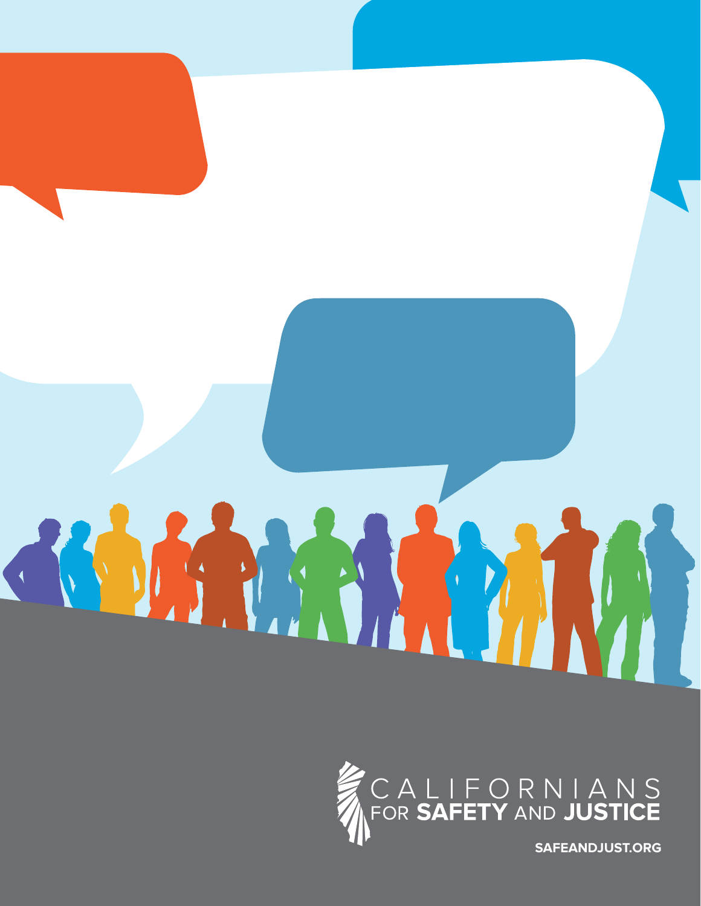CALIFORNIANS FOR **SAFETY** AND **JUSTICE**

**SAFEANDJUST.ORG**